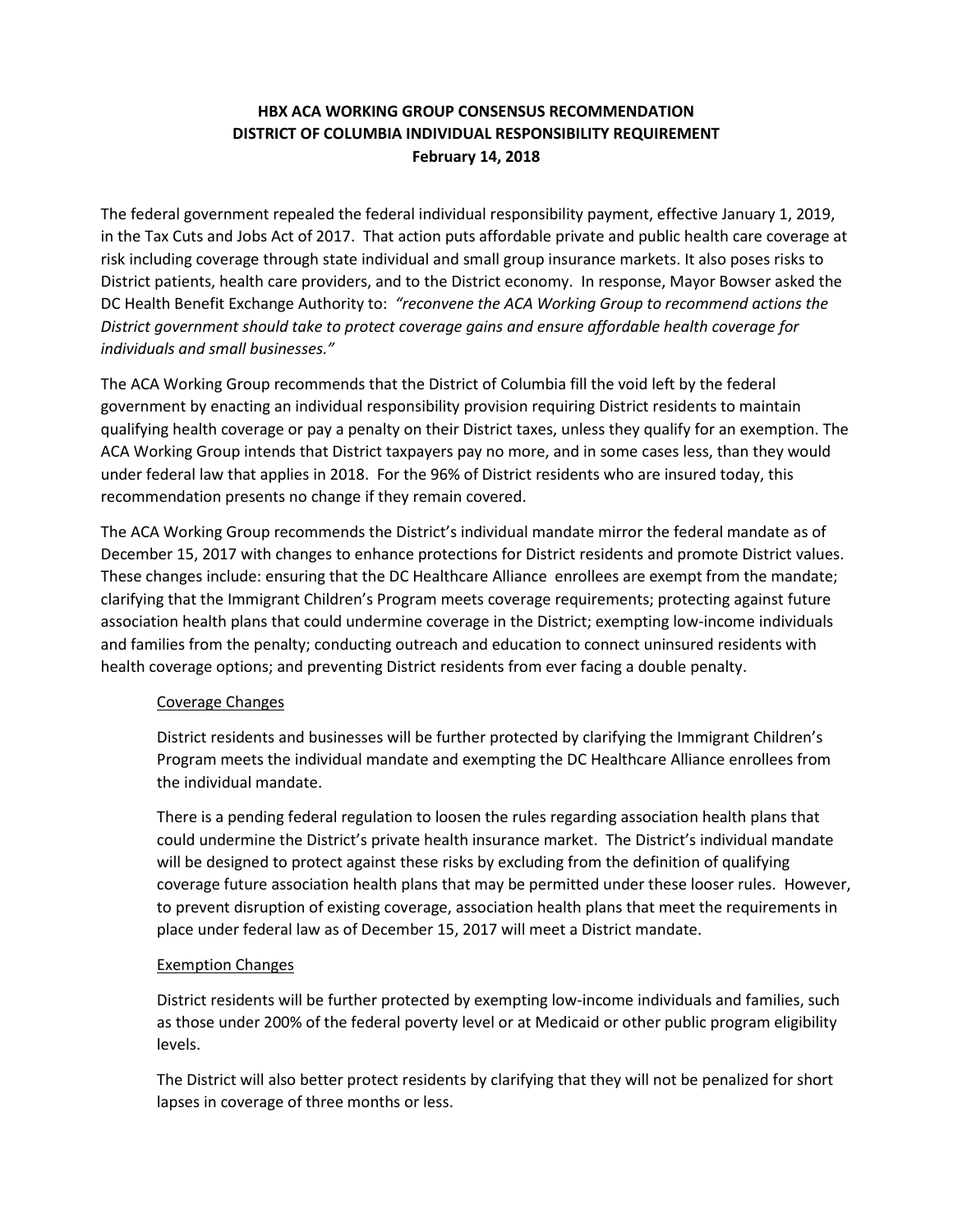**HBX ACA WORKING GROUP CONSENSUS RECOMMENDATION**
**DISTRICT OF COLUMBIA INDIVIDUAL RESPONSIBILITY REQUIREMENT**
**February 14, 2018**

The federal government repealed the federal individual responsibility payment, effective January 1, 2019, in the Tax Cuts and Jobs Act of 2017. That action puts affordable private and public health care coverage at risk including coverage through state individual and small group insurance markets. It also poses risks to District patients, health care providers, and to the District economy. In response, Mayor Bowser asked the DC Health Benefit Exchange Authority to: *"reconvene the ACA Working Group to recommend actions the District government should take to protect coverage gains and ensure affordable health coverage for individuals and small businesses."*

The ACA Working Group recommends that the District of Columbia fill the void left by the federal government by enacting an individual responsibility provision requiring District residents to maintain qualifying health coverage or pay a penalty on their District taxes, unless they qualify for an exemption. The ACA Working Group intends that District taxpayers pay no more, and in some cases less, than they would under federal law that applies in 2018. For the 96% of District residents who are insured today, this recommendation presents no change if they remain covered.

The ACA Working Group recommends the District's individual mandate mirror the federal mandate as of December 15, 2017 with changes to enhance protections for District residents and promote District values. These changes include: ensuring that the DC Healthcare Alliance enrollees are exempt from the mandate; clarifying that the Immigrant Children's Program meets coverage requirements; protecting against future association health plans that could undermine coverage in the District; exempting low-income individuals and families from the penalty; conducting outreach and education to connect uninsured residents with health coverage options; and preventing District residents from ever facing a double penalty.

Coverage Changes

District residents and businesses will be further protected by clarifying the Immigrant Children's Program meets the individual mandate and exempting the DC Healthcare Alliance enrollees from the individual mandate.

There is a pending federal regulation to loosen the rules regarding association health plans that could undermine the District's private health insurance market. The District's individual mandate will be designed to protect against these risks by excluding from the definition of qualifying coverage future association health plans that may be permitted under these looser rules. However, to prevent disruption of existing coverage, association health plans that meet the requirements in place under federal law as of December 15, 2017 will meet a District mandate.

Exemption Changes

District residents will be further protected by exempting low-income individuals and families, such as those under 200% of the federal poverty level or at Medicaid or other public program eligibility levels.

The District will also better protect residents by clarifying that they will not be penalized for short lapses in coverage of three months or less.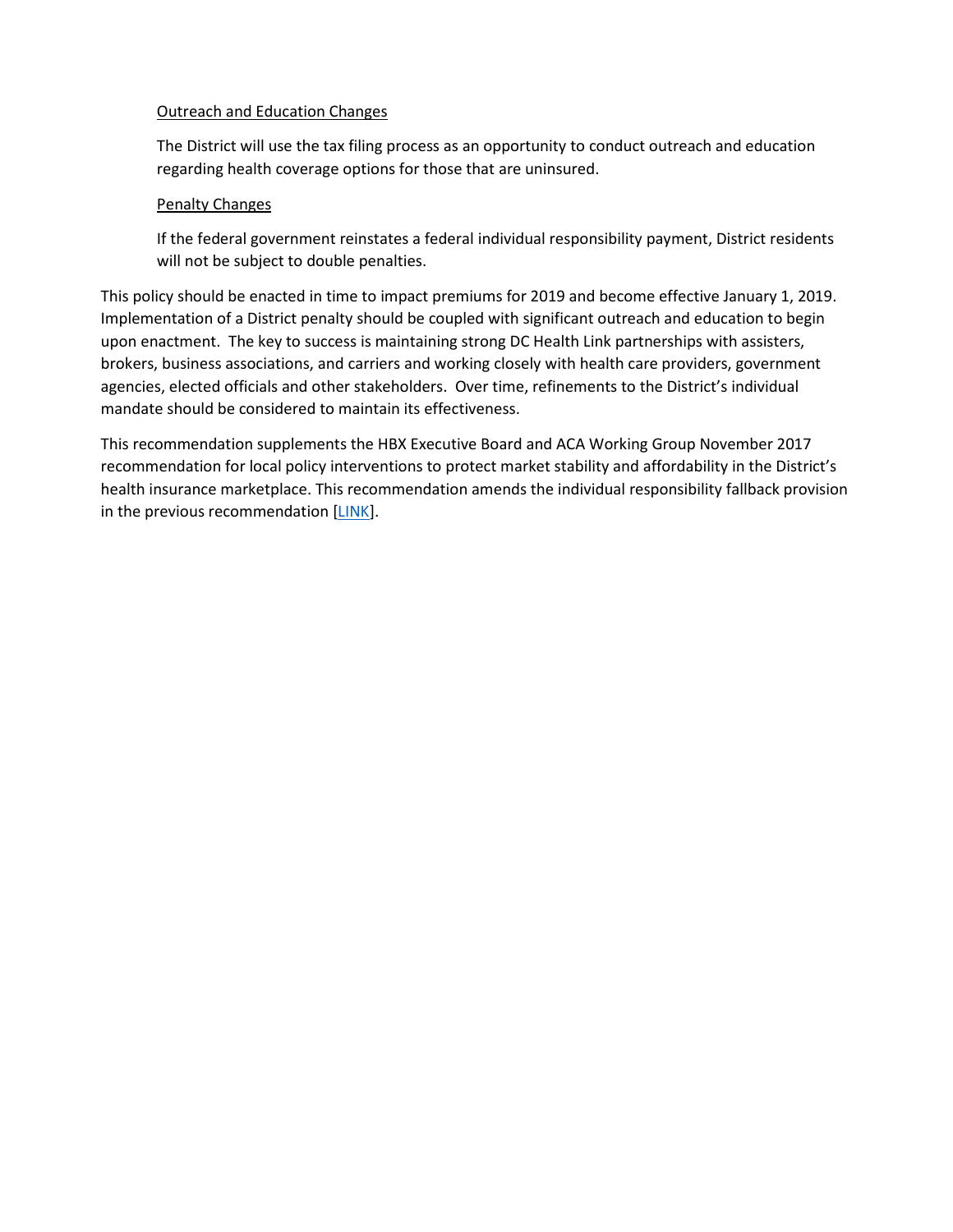Outreach and Education Changes

The District will use the tax filing process as an opportunity to conduct outreach and education regarding health coverage options for those that are uninsured.

Penalty Changes

If the federal government reinstates a federal individual responsibility payment, District residents will not be subject to double penalties.

This policy should be enacted in time to impact premiums for 2019 and become effective January 1, 2019. Implementation of a District penalty should be coupled with significant outreach and education to begin upon enactment. The key to success is maintaining strong DC Health Link partnerships with assisters, brokers, business associations, and carriers and working closely with health care providers, government agencies, elected officials and other stakeholders. Over time, refinements to the District's individual mandate should be considered to maintain its effectiveness.

This recommendation supplements the HBX Executive Board and ACA Working Group November 2017 recommendation for local policy interventions to protect market stability and affordability in the District's health insurance marketplace. This recommendation amends the individual responsibility fallback provision in the previous recommendation [LINK].